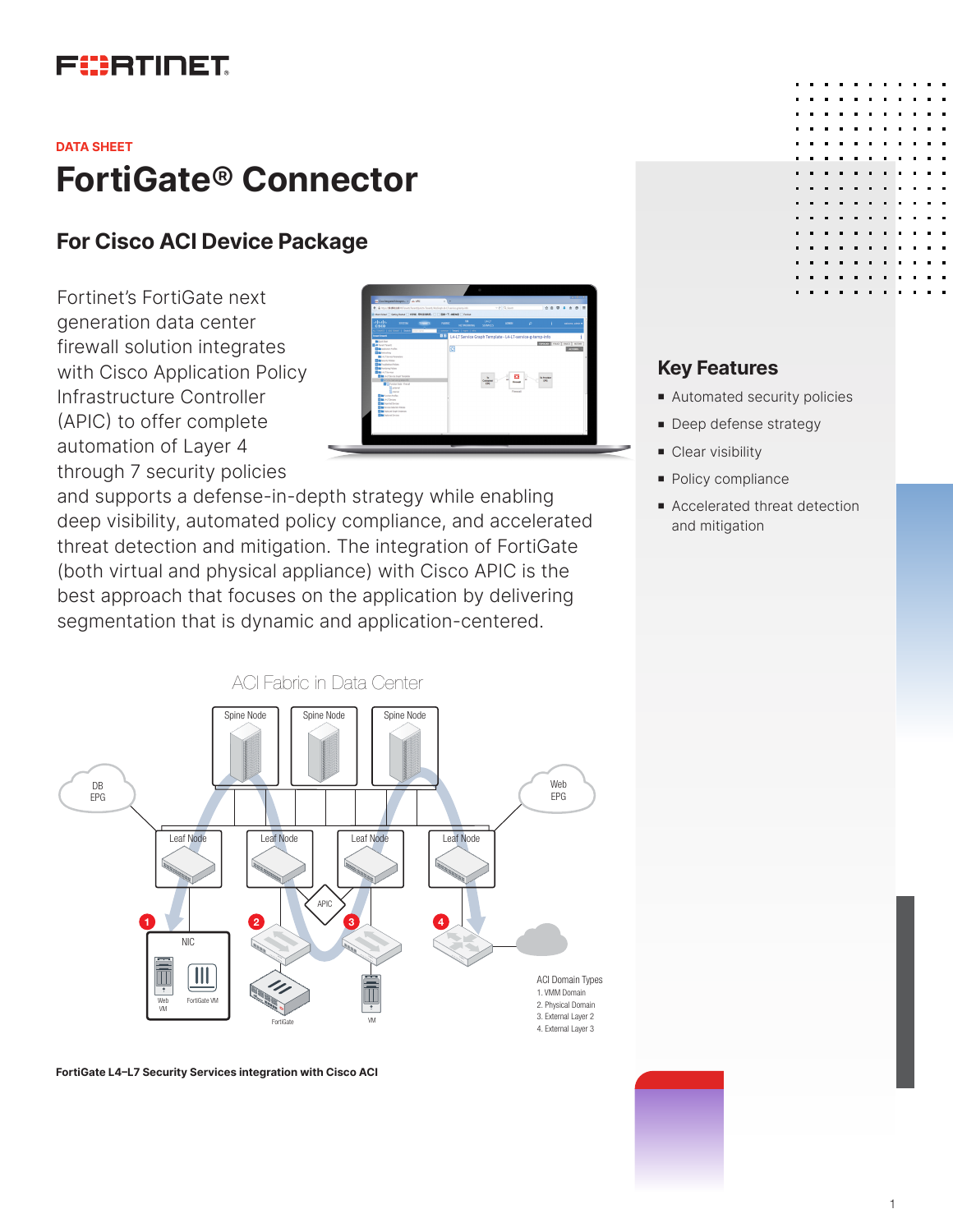DATA SHEET

# FortiGate® Connector

## For Cisco ACI Device Package

Fortinet's FortiGate next generation data center firewall solution integrates with Cisco Application Policy Infrastructure Controller (APIC) to offer complete automation of Layer 4 through 7 security policies and supports a defense-in-depth strategy while enabling deep visibility, automated policy compliance, and accelerated threat detection and mitigation. The integration of FortiGate (both virtual and physical appliance) with Cisco APIC is the best approach that focuses on the application by delivering segmentation that is dynamic and application-centered.

ACI Fabric in Data Center

Spine Node | Spine Node | Spine Node

DB EPG | Web EPG

Leaf Node | Leaf Node | Leaf Node | Leaf Node

APIC

1 NIC — Web VM, FortiGate VM

2 FortiGate

3 VM

4

ACI Domain Types
1. VMM Domain
2. Physical Domain
3. External Layer 2
4. External Layer 3

**FortiGate L4–L7 Security Services integration with Cisco ACI**

## Key Features

- Automated security policies
- Deep defense strategy
- Clear visibility
- Policy compliance
- Accelerated threat detection and mitigation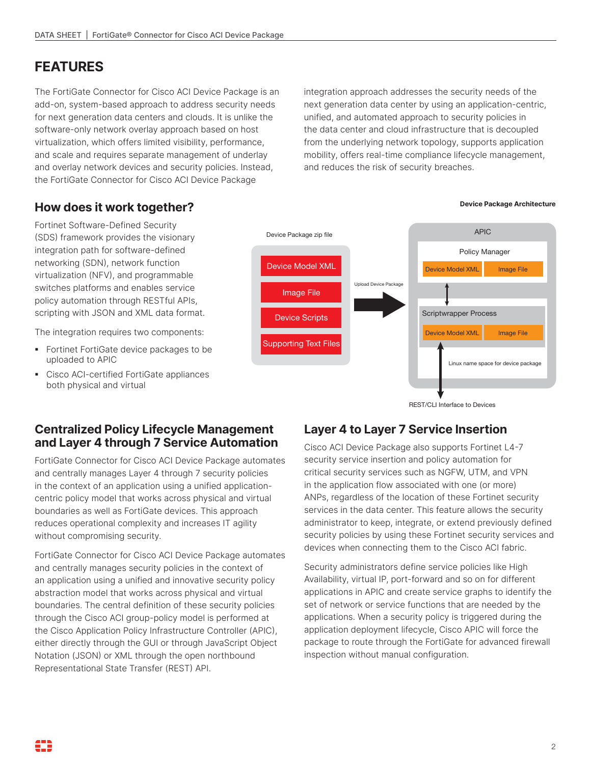# FEATURES

The FortiGate Connector for Cisco ACI Device Package is an add-on, system-based approach to address security needs for next generation data centers and clouds. It is unlike the software-only network overlay approach based on host virtualization, which offers limited visibility, performance, and scale and requires separate management of underlay and overlay network devices and security policies. Instead, the FortiGate Connector for Cisco ACI Device Package integration approach addresses the security needs of the next generation data center by using an application-centric, unified, and automated approach to security policies in the data center and cloud infrastructure that is decoupled from the underlying network topology, supports application mobility, offers real-time compliance lifecycle management, and reduces the risk of security breaches.

## How does it work together?

Fortinet Software-Defined Security (SDS) framework provides the visionary integration path for software-defined networking (SDN), network function virtualization (NFV), and programmable switches platforms and enables service policy automation through RESTful APIs, scripting with JSON and XML data format.

The integration requires two components:

- Fortinet FortiGate device packages to be uploaded to APIC
- Cisco ACI-certified FortiGate appliances both physical and virtual

**Device Package Architecture**

Device Package zip file: Device Model XML, Image File, Device Scripts, Supporting Text Files

Upload Device Package

APIC: Policy Manager (Device Model XML, Image File); Scriptwrapper Process (Device Model XML, Image File); Linux name space for device package

REST/CLI Interface to Devices

## Centralized Policy Lifecycle Management and Layer 4 through 7 Service Automation

FortiGate Connector for Cisco ACI Device Package automates and centrally manages Layer 4 through 7 security policies in the context of an application using a unified application-centric policy model that works across physical and virtual boundaries as well as FortiGate devices. This approach reduces operational complexity and increases IT agility without compromising security.

FortiGate Connector for Cisco ACI Device Package automates and centrally manages security policies in the context of an application using a unified and innovative security policy abstraction model that works across physical and virtual boundaries. The central definition of these security policies through the Cisco ACI group-policy model is performed at the Cisco Application Policy Infrastructure Controller (APIC), either directly through the GUI or through JavaScript Object Notation (JSON) or XML through the open northbound Representational State Transfer (REST) API.

## Layer 4 to Layer 7 Service Insertion

Cisco ACI Device Package also supports Fortinet L4-7 security service insertion and policy automation for critical security services such as NGFW, UTM, and VPN in the application flow associated with one (or more) ANPs, regardless of the location of these Fortinet security services in the data center. This feature allows the security administrator to keep, integrate, or extend previously defined security policies by using these Fortinet security services and devices when connecting them to the Cisco ACI fabric.

Security administrators define service policies like High Availability, virtual IP, port-forward and so on for different applications in APIC and create service graphs to identify the set of network or service functions that are needed by the applications. When a security policy is triggered during the application deployment lifecycle, Cisco APIC will force the package to route through the FortiGate for advanced firewall inspection without manual configuration.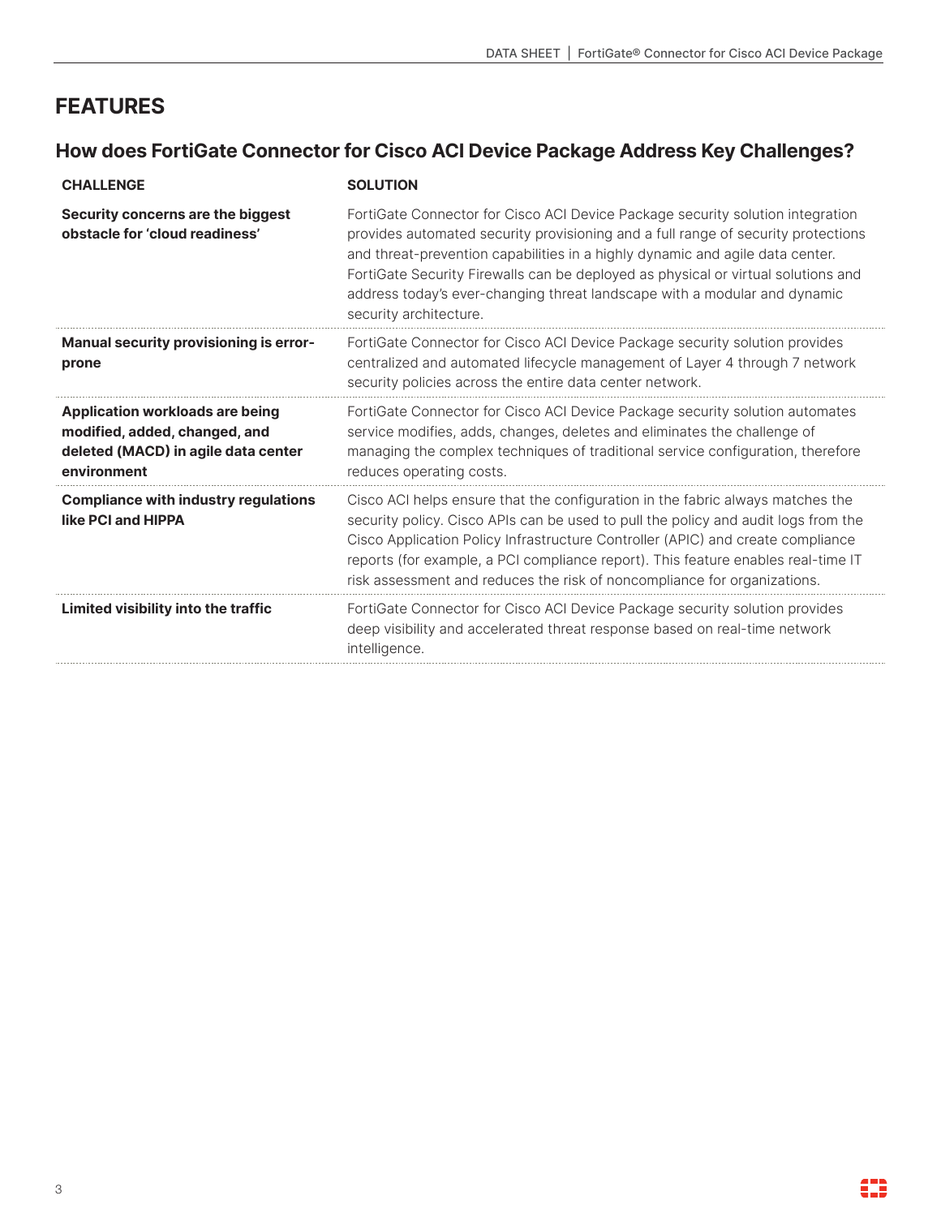# FEATURES

## How does FortiGate Connector for Cisco ACI Device Package Address Key Challenges?

| CHALLENGE | SOLUTION |
|---|---|
| **Security concerns are the biggest obstacle for 'cloud readiness'** | FortiGate Connector for Cisco ACI Device Package security solution integration provides automated security provisioning and a full range of security protections and threat-prevention capabilities in a highly dynamic and agile data center. FortiGate Security Firewalls can be deployed as physical or virtual solutions and address today's ever-changing threat landscape with a modular and dynamic security architecture. |
| **Manual security provisioning is error-prone** | FortiGate Connector for Cisco ACI Device Package security solution provides centralized and automated lifecycle management of Layer 4 through 7 network security policies across the entire data center network. |
| **Application workloads are being modified, added, changed, and deleted (MACD) in agile data center environment** | FortiGate Connector for Cisco ACI Device Package security solution automates service modifies, adds, changes, deletes and eliminates the challenge of managing the complex techniques of traditional service configuration, therefore reduces operating costs. |
| **Compliance with industry regulations like PCI and HIPPA** | Cisco ACI helps ensure that the configuration in the fabric always matches the security policy. Cisco APIs can be used to pull the policy and audit logs from the Cisco Application Policy Infrastructure Controller (APIC) and create compliance reports (for example, a PCI compliance report). This feature enables real-time IT risk assessment and reduces the risk of noncompliance for organizations. |
| **Limited visibility into the traffic** | FortiGate Connector for Cisco ACI Device Package security solution provides deep visibility and accelerated threat response based on real-time network intelligence. |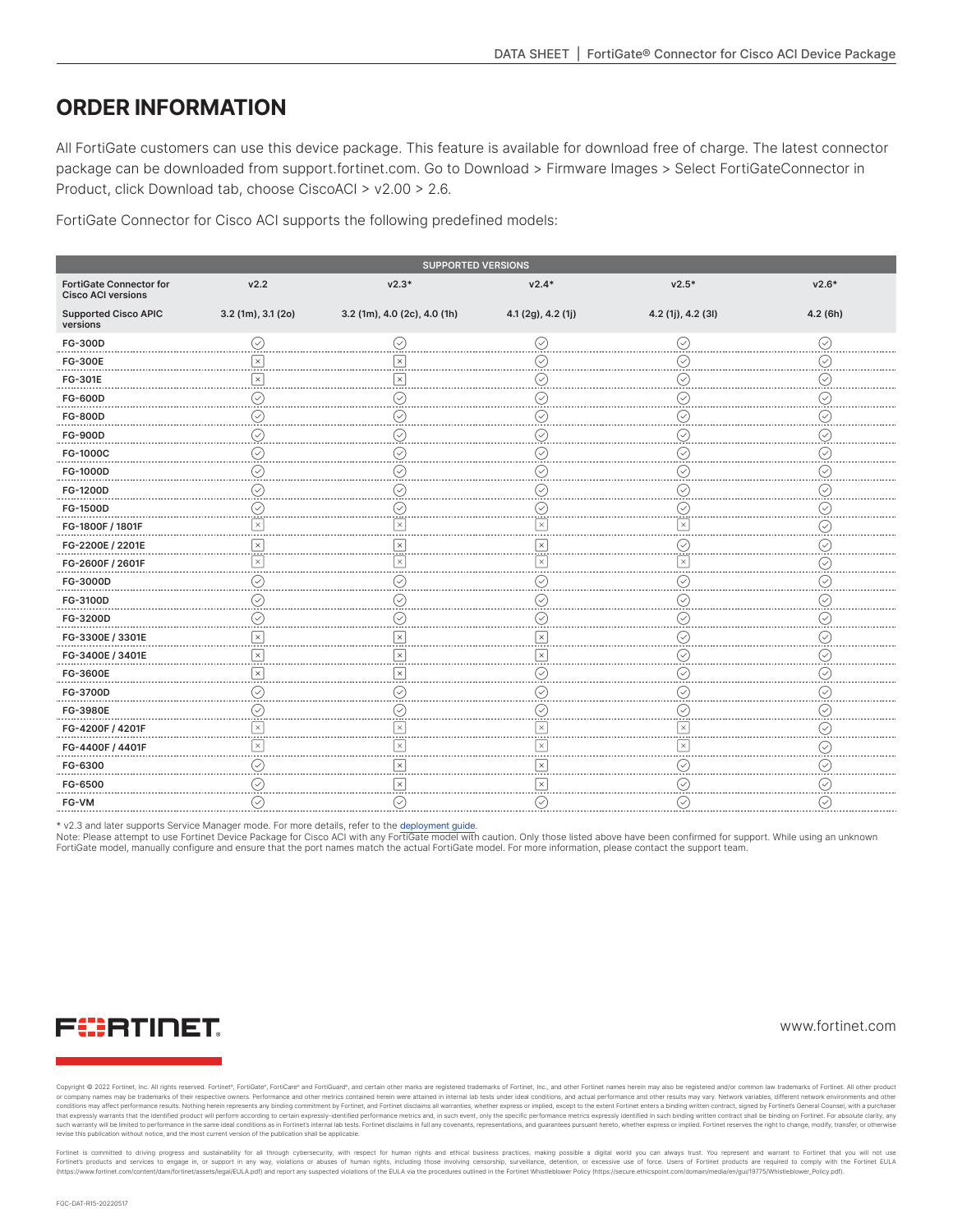## ORDER INFORMATION

All FortiGate customers can use this device package. This feature is available for download free of charge. The latest connector package can be downloaded from support.fortinet.com. Go to Download > Firmware Images > Select FortiGateConnector in Product, click Download tab, choose CiscoACI > v2.00 > 2.6.

FortiGate Connector for Cisco ACI supports the following predefined models:

| SUPPORTED VERSIONS | | | | | |
|---|---|---|---|---|---|
| **FortiGate Connector for Cisco ACI versions** | v2.2 | v2.3* | v2.4* | v2.5* | v2.6* |
| **Supported Cisco APIC versions** | 3.2 (1m), 3.1 (2o) | 3.2 (1m), 4.0 (2c), 4.0 (1h) | 4.1 (2g), 4.2 (1j) | 4.2 (1j), 4.2 (3l) | 4.2 (6h) |
| **FG-300D** | ✓ | ✓ | ✓ | ✓ | ✓ |
| **FG-300E** | ✗ | ✗ | ✓ | ✓ | ✓ |
| **FG-301E** | ✗ | ✗ | ✓ | ✓ | ✓ |
| **FG-600D** | ✓ | ✓ | ✓ | ✓ | ✓ |
| **FG-800D** | ✓ | ✓ | ✓ | ✓ | ✓ |
| **FG-900D** | ✓ | ✓ | ✓ | ✓ | ✓ |
| **FG-1000C** | ✓ | ✓ | ✓ | ✓ | ✓ |
| **FG-1000D** | ✓ | ✓ | ✓ | ✓ | ✓ |
| **FG-1200D** | ✓ | ✓ | ✓ | ✓ | ✓ |
| **FG-1500D** | ✓ | ✓ | ✓ | ✓ | ✓ |
| **FG-1800F / 1801F** | ✗ | ✗ | ✗ | ✗ | ✓ |
| **FG-2200E / 2201E** | ✗ | ✗ | ✗ | ✓ | ✓ |
| **FG-2600F / 2601F** | ✗ | ✗ | ✗ | ✗ | ✓ |
| **FG-3000D** | ✓ | ✓ | ✓ | ✓ | ✓ |
| **FG-3100D** | ✓ | ✓ | ✓ | ✓ | ✓ |
| **FG-3200D** | ✓ | ✓ | ✓ | ✓ | ✓ |
| **FG-3300E / 3301E** | ✗ | ✗ | ✗ | ✓ | ✓ |
| **FG-3400E / 3401E** | ✗ | ✗ | ✗ | ✓ | ✓ |
| **FG-3600E** | ✗ | ✗ | ✓ | ✓ | ✓ |
| **FG-3700D** | ✓ | ✓ | ✓ | ✓ | ✓ |
| **FG-3980E** | ✓ | ✓ | ✓ | ✓ | ✓ |
| **FG-4200F / 4201F** | ✗ | ✗ | ✗ | ✗ | ✓ |
| **FG-4400F / 4401F** | ✗ | ✗ | ✗ | ✗ | ✓ |
| **FG-6300** | ✓ | ✗ | ✗ | ✓ | ✓ |
| **FG-6500** | ✓ | ✗ | ✗ | ✓ | ✓ |
| **FG-VM** | ✓ | ✓ | ✓ | ✓ | ✓ |

* v2.3 and later supports Service Manager mode. For more details, refer to the deployment guide.
Note: Please attempt to use Fortinet Device Package for Cisco ACI with any FortiGate model with caution. Only those listed above have been confirmed for support. While using an unknown FortiGate model, manually configure and ensure that the port names match the actual FortiGate model. For more information, please contact the support team.

www.fortinet.com

Copyright © 2022 Fortinet, Inc. All rights reserved. Fortinet®, FortiGate®, FortiCare® and FortiGuard®, and certain other marks are registered trademarks of Fortinet, Inc., and other Fortinet names herein may also be registered and/or common law trademarks of Fortinet. All other product or company names may be trademarks of their respective owners. Performance and other metrics contained herein were attained in internal lab tests under ideal conditions, and actual performance and other results may vary. Network variables, different network environments and other conditions may affect performance results. Nothing herein represents any binding commitment by Fortinet, and Fortinet disclaims all warranties, whether express or implied, except to the extent Fortinet enters a binding written contract, signed by Fortinet's General Counsel, with a purchaser that expressly warrants that the identified product will perform according to certain expressly-identified performance metrics and, in such event, only the specific performance metrics expressly identified in such binding written contract shall be binding on Fortinet. For absolute clarity, any such warranty will be limited to performance in the same ideal conditions as in Fortinet's internal lab tests. Fortinet disclaims in full any covenants, representations, and guarantees pursuant hereto, whether express or implied. Fortinet reserves the right to change, modify, transfer, or otherwise revise this publication without notice, and the most current version of the publication shall be applicable.

Fortinet is committed to driving progress and sustainability for all through cybersecurity, with respect for human rights and ethical business practices, making possible a digital world you can always trust. You represent and warrant to Fortinet that you will not use Fortinet's products and services to engage in, or support in any way, violations or abuses of human rights, including those involving censorship, surveillance, detention, or excessive use of force. Users of Fortinet products are required to comply with the Fortinet EULA (https://www.fortinet.com/content/dam/fortinet/assets/legal/EULA.pdf) and report any suspected violations of the EULA via the procedures outlined in the Fortinet Whistleblower Policy (https://secure.ethicspoint.com/domain/media/en/gui/19775/Whistleblower_Policy.pdf).

FGC-DAT-R15-20220517